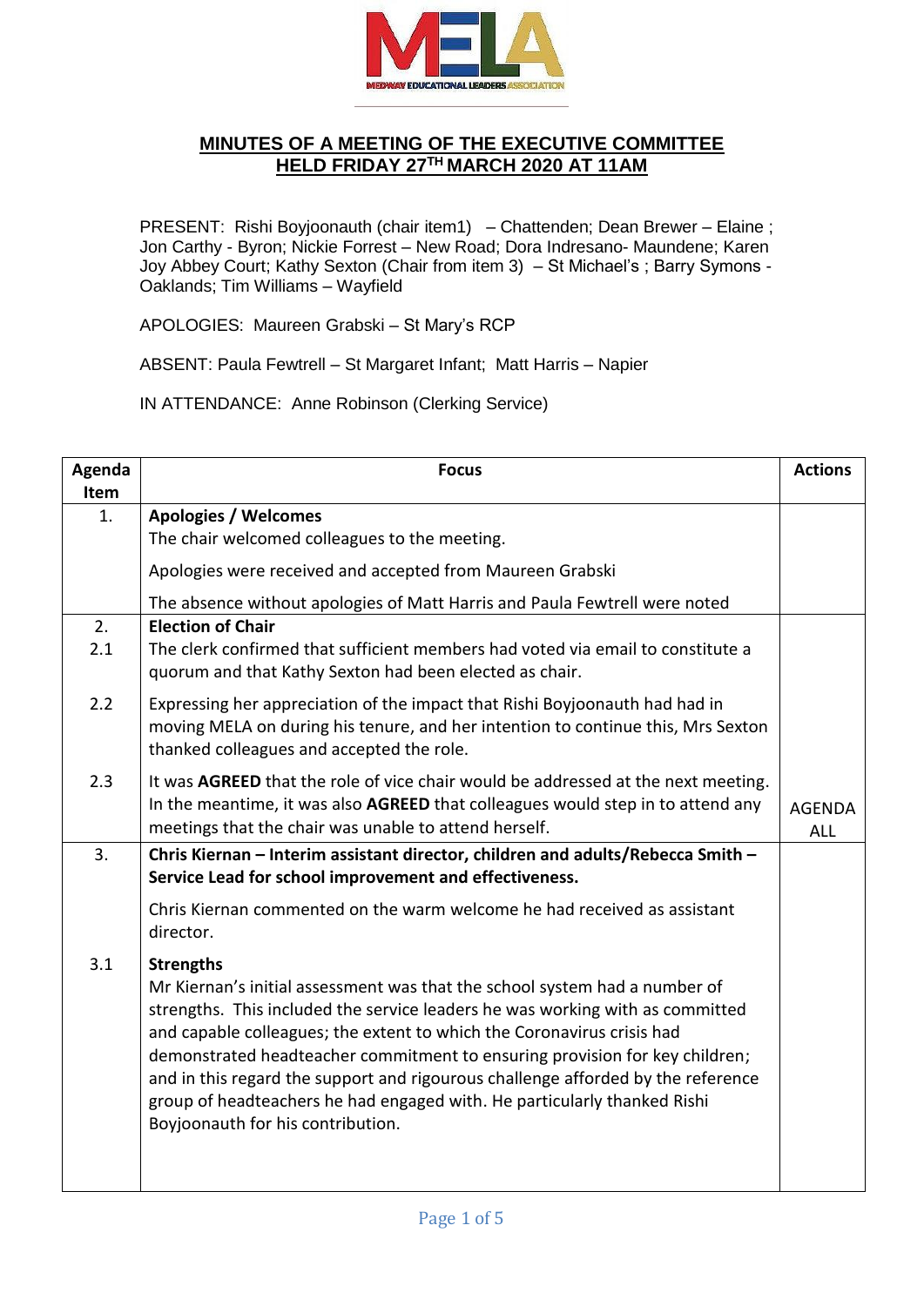# MINUTES OF A MEETING OF THE EXECUTIVE COMMITTEE HELD FRIDAY 27TH MARCH 2020 AT 11AM

PRESENT: Rishi Boyjoonauth (chair item1) – Chattenden; Dean Brewer – Elaine ; Jon Carthy - Byron; Nickie Forrest – New Road; Dora Indresano- Maundene; Karen Joy Abbey Court; Kathy Sexton (Chair from item 3) – St Michael's ; Barry Symons - Oaklands; Tim Williams – Wayfield

APOLOGIES: Maureen Grabski – St Mary's RCP

ABSENT: Paula Fewtrell – St Margaret Infant; Matt Harris – Napier

IN ATTENDANCE: Anne Robinson (Clerking Service)

| Agenda Item | Focus | Actions |
|---|---|---|
| 1. | **Apologies / Welcomes**<br>The chair welcomed colleagues to the meeting.<br>Apologies were received and accepted from Maureen Grabski<br>The absence without apologies of Matt Harris and Paula Fewtrell were noted | |
| 2. | **Election of Chair** | |
| 2.1 | The clerk confirmed that sufficient members had voted via email to constitute a quorum and that Kathy Sexton had been elected as chair. | |
| 2.2 | Expressing her appreciation of the impact that Rishi Boyjoonauth had had in moving MELA on during his tenure, and her intention to continue this, Mrs Sexton thanked colleagues and accepted the role. | |
| 2.3 | It was **AGREED** that the role of vice chair would be addressed at the next meeting. In the meantime, it was also **AGREED** that colleagues would step in to attend any meetings that the chair was unable to attend herself. | AGENDA<br>ALL |
| 3. | **Chris Kiernan – Interim assistant director, children and adults/Rebecca Smith – Service Lead for school improvement and effectiveness.**<br>Chris Kiernan commented on the warm welcome he had received as assistant director. | |
| 3.1 | **Strengths**<br>Mr Kiernan's initial assessment was that the school system had a number of strengths. This included the service leaders he was working with as committed and capable colleagues; the extent to which the Coronavirus crisis had demonstrated headteacher commitment to ensuring provision for key children; and in this regard the support and rigourous challenge afforded by the reference group of headteachers he had engaged with. He particularly thanked Rishi Boyjoonauth for his contribution. | |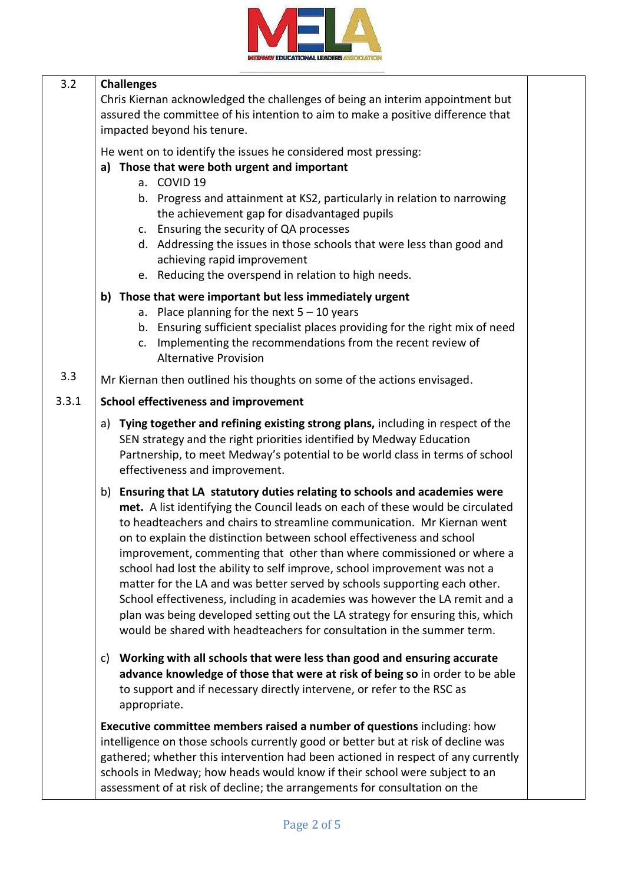| | | |
|---|---|---|
| 3.2 | **Challenges**<br>Chris Kiernan acknowledged the challenges of being an interim appointment but assured the committee of his intention to aim to make a positive difference that impacted beyond his tenure.<br><br>He went on to identify the issues he considered most pressing:<br>**a) Those that were both urgent and important**<br>a. COVID 19<br>b. Progress and attainment at KS2, particularly in relation to narrowing the achievement gap for disadvantaged pupils<br>c. Ensuring the security of QA processes<br>d. Addressing the issues in those schools that were less than good and achieving rapid improvement<br>e. Reducing the overspend in relation to high needs.<br><br>**b) Those that were important but less immediately urgent**<br>a. Place planning for the next 5 – 10 years<br>b. Ensuring sufficient specialist places providing for the right mix of need<br>c. Implementing the recommendations from the recent review of Alternative Provision | |
| 3.3 | Mr Kiernan then outlined his thoughts on some of the actions envisaged. | |
| 3.3.1 | **School effectiveness and improvement**<br><br>a) **Tying together and refining existing strong plans,** including in respect of the SEN strategy and the right priorities identified by Medway Education Partnership, to meet Medway's potential to be world class in terms of school effectiveness and improvement.<br><br>b) **Ensuring that LA statutory duties relating to schools and academies were met.** A list identifying the Council leads on each of these would be circulated to headteachers and chairs to streamline communication. Mr Kiernan went on to explain the distinction between school effectiveness and school improvement, commenting that other than where commissioned or where a school had lost the ability to self improve, school improvement was not a matter for the LA and was better served by schools supporting each other. School effectiveness, including in academies was however the LA remit and a plan was being developed setting out the LA strategy for ensuring this, which would be shared with headteachers for consultation in the summer term.<br><br>c) **Working with all schools that were less than good and ensuring accurate advance knowledge of those that were at risk of being so** in order to be able to support and if necessary directly intervene, or refer to the RSC as appropriate.<br><br>**Executive committee members raised a number of questions** including: how intelligence on those schools currently good or better but at risk of decline was gathered; whether this intervention had been actioned in respect of any currently schools in Medway; how heads would know if their school were subject to an assessment of at risk of decline; the arrangements for consultation on the | |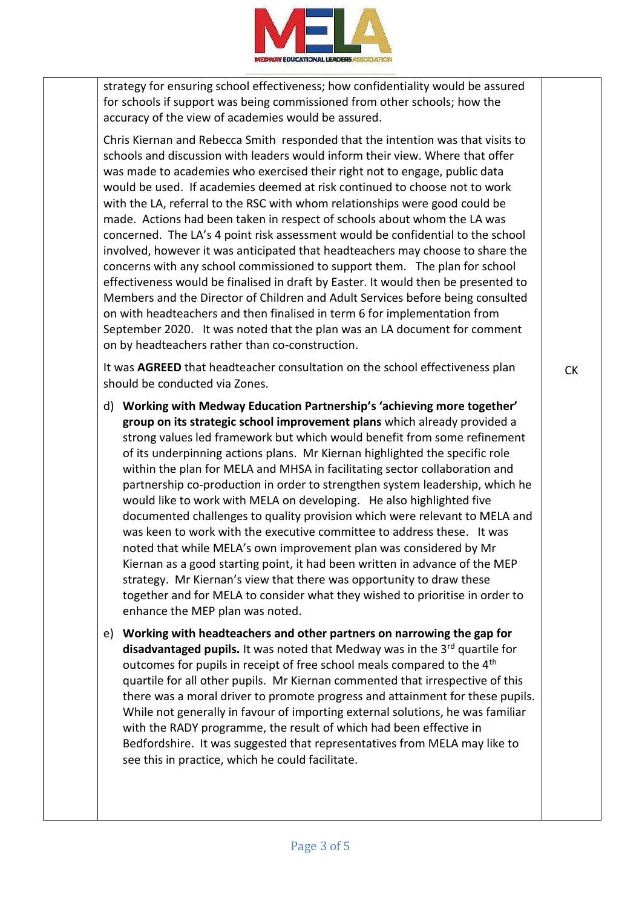| | | |
|---|---|---|
| | strategy for ensuring school effectiveness; how confidentiality would be assured for schools if support was being commissioned from other schools; how the accuracy of the view of academies would be assured.<br><br>Chris Kiernan and Rebecca Smith responded that the intention was that visits to schools and discussion with leaders would inform their view. Where that offer was made to academies who exercised their right not to engage, public data would be used. If academies deemed at risk continued to choose not to work with the LA, referral to the RSC with whom relationships were good could be made. Actions had been taken in respect of schools about whom the LA was concerned. The LA's 4 point risk assessment would be confidential to the school involved, however it was anticipated that headteachers may choose to share the concerns with any school commissioned to support them. The plan for school effectiveness would be finalised in draft by Easter. It would then be presented to Members and the Director of Children and Adult Services before being consulted on with headteachers and then finalised in term 6 for implementation from September 2020. It was noted that the plan was an LA document for comment on by headteachers rather than co-construction. | |
| | It was **AGREED** that headteacher consultation on the school effectiveness plan should be conducted via Zones. | CK |
| | d) **Working with Medway Education Partnership's 'achieving more together' group on its strategic school improvement plans** which already provided a strong values led framework but which would benefit from some refinement of its underpinning actions plans. Mr Kiernan highlighted the specific role within the plan for MELA and MHSA in facilitating sector collaboration and partnership co-production in order to strengthen system leadership, which he would like to work with MELA on developing. He also highlighted five documented challenges to quality provision which were relevant to MELA and was keen to work with the executive committee to address these. It was noted that while MELA's own improvement plan was considered by Mr Kiernan as a good starting point, it had been written in advance of the MEP strategy. Mr Kiernan's view that there was opportunity to draw these together and for MELA to consider what they wished to prioritise in order to enhance the MEP plan was noted.<br><br>e) **Working with headteachers and other partners on narrowing the gap for disadvantaged pupils.** It was noted that Medway was in the 3rd quartile for outcomes for pupils in receipt of free school meals compared to the 4th quartile for all other pupils. Mr Kiernan commented that irrespective of this there was a moral driver to promote progress and attainment for these pupils. While not generally in favour of importing external solutions, he was familiar with the RADY programme, the result of which had been effective in Bedfordshire. It was suggested that representatives from MELA may like to see this in practice, which he could facilitate. | |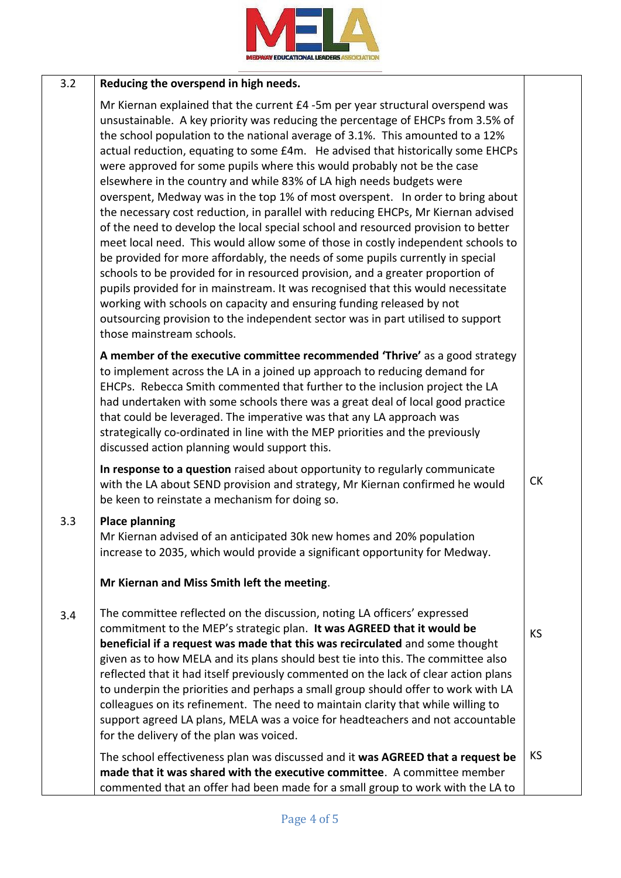| | | |
|---|---|---|
| 3.2 | **Reducing the overspend in high needs.**<br><br>Mr Kiernan explained that the current £4 -5m per year structural overspend was unsustainable. A key priority was reducing the percentage of EHCPs from 3.5% of the school population to the national average of 3.1%. This amounted to a 12% actual reduction, equating to some £4m. He advised that historically some EHCPs were approved for some pupils where this would probably not be the case elsewhere in the country and while 83% of LA high needs budgets were overspent, Medway was in the top 1% of most overspent. In order to bring about the necessary cost reduction, in parallel with reducing EHCPs, Mr Kiernan advised of the need to develop the local special school and resourced provision to better meet local need. This would allow some of those in costly independent schools to be provided for more affordably, the needs of some pupils currently in special schools to be provided for in resourced provision, and a greater proportion of pupils provided for in mainstream. It was recognised that this would necessitate working with schools on capacity and ensuring funding released by not outsourcing provision to the independent sector was in part utilised to support those mainstream schools.<br><br>**A member of the executive committee recommended 'Thrive'** as a good strategy to implement across the LA in a joined up approach to reducing demand for EHCPs. Rebecca Smith commented that further to the inclusion project the LA had undertaken with some schools there was a great deal of local good practice that could be leveraged. The imperative was that any LA approach was strategically co-ordinated in line with the MEP priorities and the previously discussed action planning would support this.<br><br>**In response to a question** raised about opportunity to regularly communicate with the LA about SEND provision and strategy, Mr Kiernan confirmed he would be keen to reinstate a mechanism for doing so. | CK |
| 3.3 | **Place planning**<br>Mr Kiernan advised of an anticipated 30k new homes and 20% population increase to 2035, which would provide a significant opportunity for Medway.<br><br>**Mr Kiernan and Miss Smith left the meeting**. | |
| 3.4 | The committee reflected on the discussion, noting LA officers' expressed commitment to the MEP's strategic plan. **It was AGREED that it would be beneficial if a request was made that this was recirculated** and some thought given as to how MELA and its plans should best tie into this. The committee also reflected that it had itself previously commented on the lack of clear action plans to underpin the priorities and perhaps a small group should offer to work with LA colleagues on its refinement. The need to maintain clarity that while willing to support agreed LA plans, MELA was a voice for headteachers and not accountable for the delivery of the plan was voiced. | KS |
| | The school effectiveness plan was discussed and it **was AGREED that a request be made that it was shared with the executive committee**. A committee member commented that an offer had been made for a small group to work with the LA to | KS |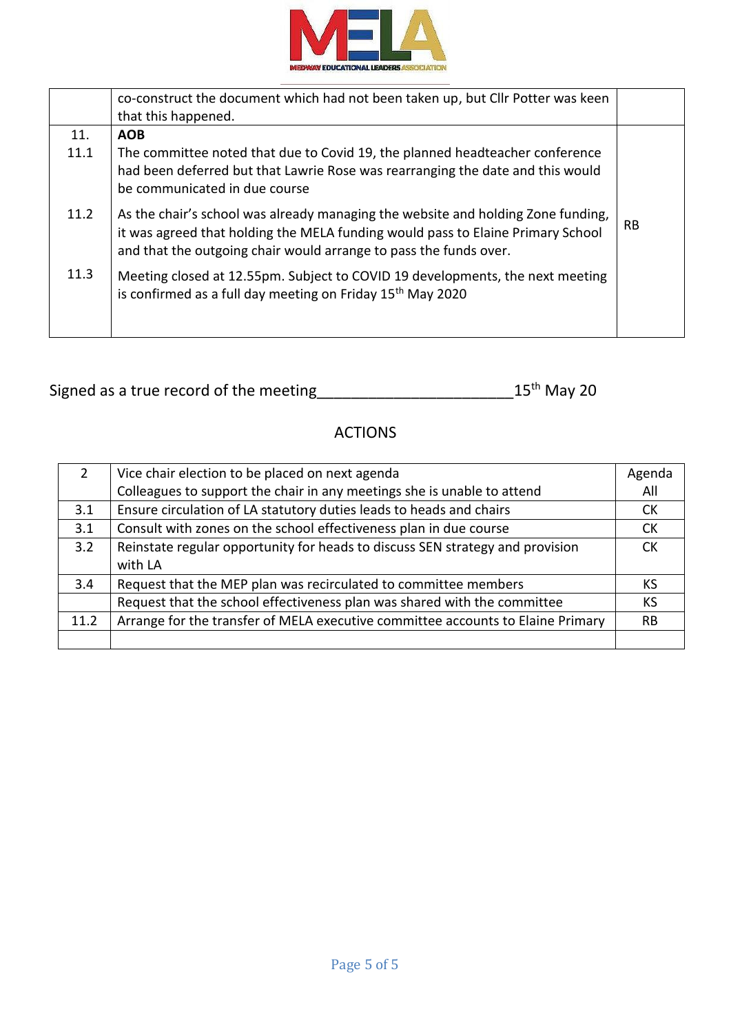| | | |
|---|---|---|
| | co-construct the document which had not been taken up, but Cllr Potter was keen that this happened. | |
| 11. | **AOB** | |
| 11.1 | The committee noted that due to Covid 19, the planned headteacher conference had been deferred but that Lawrie Rose was rearranging the date and this would be communicated in due course | |
| 11.2 | As the chair's school was already managing the website and holding Zone funding, it was agreed that holding the MELA funding would pass to Elaine Primary School and that the outgoing chair would arrange to pass the funds over. | RB |
| 11.3 | Meeting closed at 12.55pm. Subject to COVID 19 developments, the next meeting is confirmed as a full day meeting on Friday 15th May 2020 | |

Signed as a true record of the meeting______________________ 15th May 20

## ACTIONS

| | | |
|---|---|---|
| 2 | Vice chair election to be placed on next agenda<br>Colleagues to support the chair in any meetings she is unable to attend | Agenda<br>All |
| 3.1 | Ensure circulation of LA statutory duties leads to heads and chairs | CK |
| 3.1 | Consult with zones on the school effectiveness plan in due course | CK |
| 3.2 | Reinstate regular opportunity for heads to discuss SEN strategy and provision with LA | CK |
| 3.4 | Request that the MEP plan was recirculated to committee members | KS |
| | Request that the school effectiveness plan was shared with the committee | KS |
| 11.2 | Arrange for the transfer of MELA executive committee accounts to Elaine Primary | RB |
| | | |